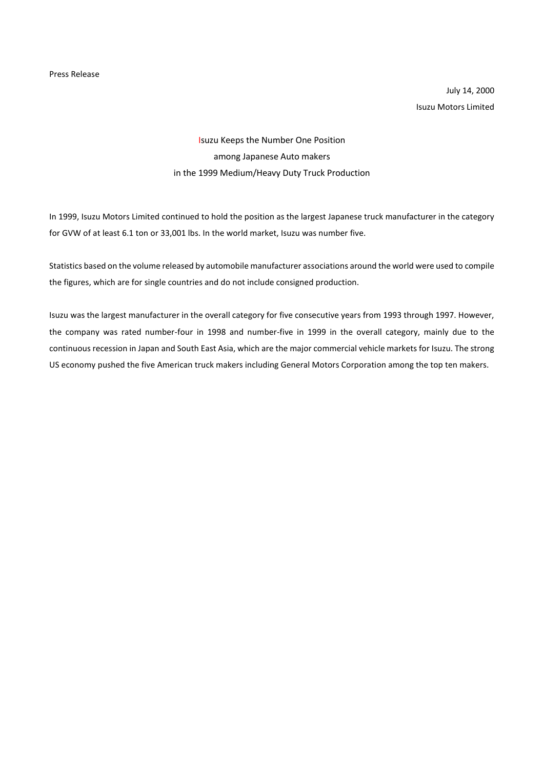Press Release

July 14, 2000

Isuzu Motors Limited

# Isuzu Keeps the Number One Position among Japanese Auto makers in the 1999 Medium/Heavy Duty Truck Production

In 1999, Isuzu Motors Limited continued to hold the position as the largest Japanese truck manufacturer in the category for GVW of at least 6.1 ton or 33,001 lbs. In the world market, Isuzu was number five.

Statistics based on the volume released by automobile manufacturer associations around the world were used to compile the figures, which are for single countries and do not include consigned production.

Isuzu was the largest manufacturer in the overall category for five consecutive years from 1993 through 1997. However, the company was rated number-four in 1998 and number-five in 1999 in the overall category, mainly due to the continuous recession in Japan and South East Asia, which are the major commercial vehicle markets for Isuzu. The strong US economy pushed the five American truck makers including General Motors Corporation among the top ten makers.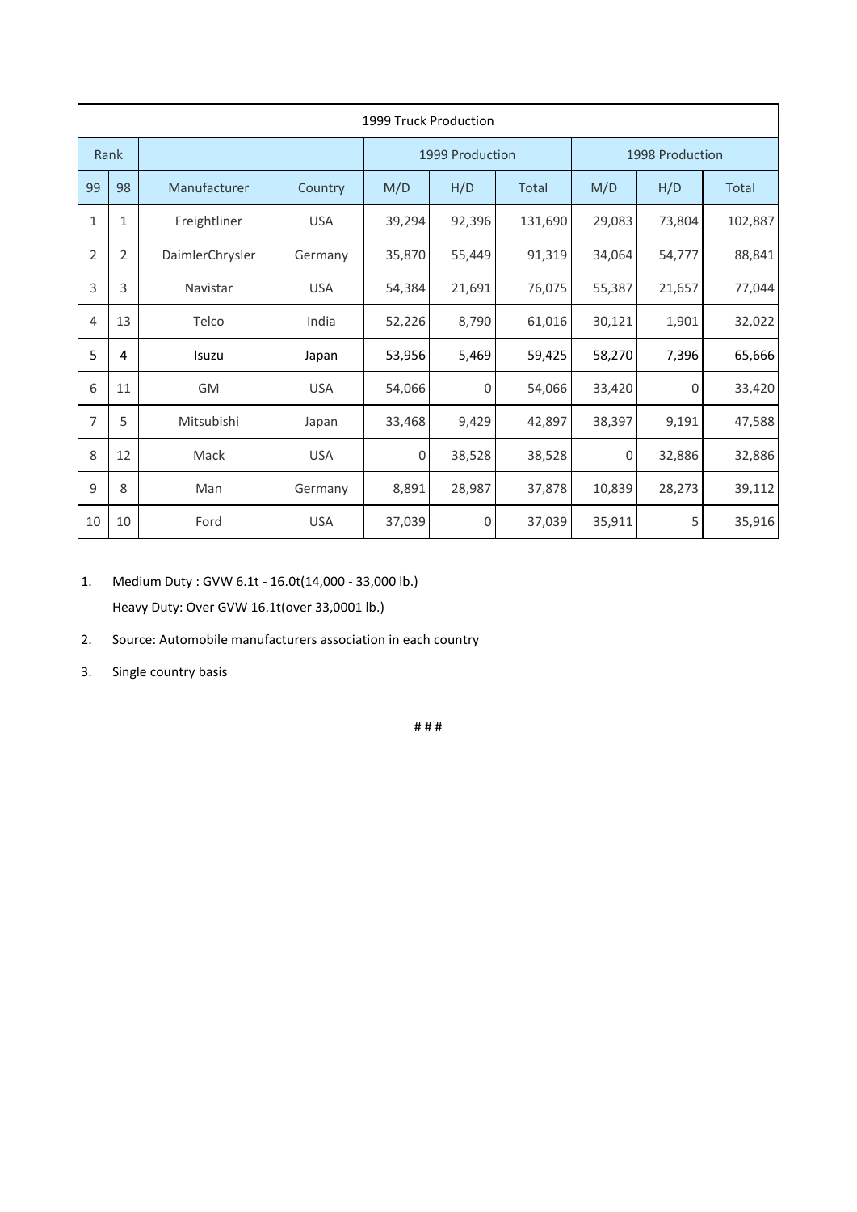| 1999 Truck Production | | | | | | | | | |
|---|---|---|---|---|---|---|---|---|---|
| Rank | | | | 1999 Production | | | 1998 Production | | |
| 99 | 98 | Manufacturer | Country | M/D | H/D | Total | M/D | H/D | Total |
| 1 | 1 | Freightliner | USA | 39,294 | 92,396 | 131,690 | 29,083 | 73,804 | 102,887 |
| 2 | 2 | DaimlerChrysler | Germany | 35,870 | 55,449 | 91,319 | 34,064 | 54,777 | 88,841 |
| 3 | 3 | Navistar | USA | 54,384 | 21,691 | 76,075 | 55,387 | 21,657 | 77,044 |
| 4 | 13 | Telco | India | 52,226 | 8,790 | 61,016 | 30,121 | 1,901 | 32,022 |
| 5 | 4 | Isuzu | Japan | 53,956 | 5,469 | 59,425 | 58,270 | 7,396 | 65,666 |
| 6 | 11 | GM | USA | 54,066 | 0 | 54,066 | 33,420 | 0 | 33,420 |
| 7 | 5 | Mitsubishi | Japan | 33,468 | 9,429 | 42,897 | 38,397 | 9,191 | 47,588 |
| 8 | 12 | Mack | USA | 0 | 38,528 | 38,528 | 0 | 32,886 | 32,886 |
| 9 | 8 | Man | Germany | 8,891 | 28,987 | 37,878 | 10,839 | 28,273 | 39,112 |
| 10 | 10 | Ford | USA | 37,039 | 0 | 37,039 | 35,911 | 5 | 35,916 |

1. Medium Duty : GVW 6.1t - 16.0t(14,000 - 33,000 lb.)
   Heavy Duty: Over GVW 16.1t(over 33,0001 lb.)
2. Source: Automobile manufacturers association in each country
3. Single country basis

# # #